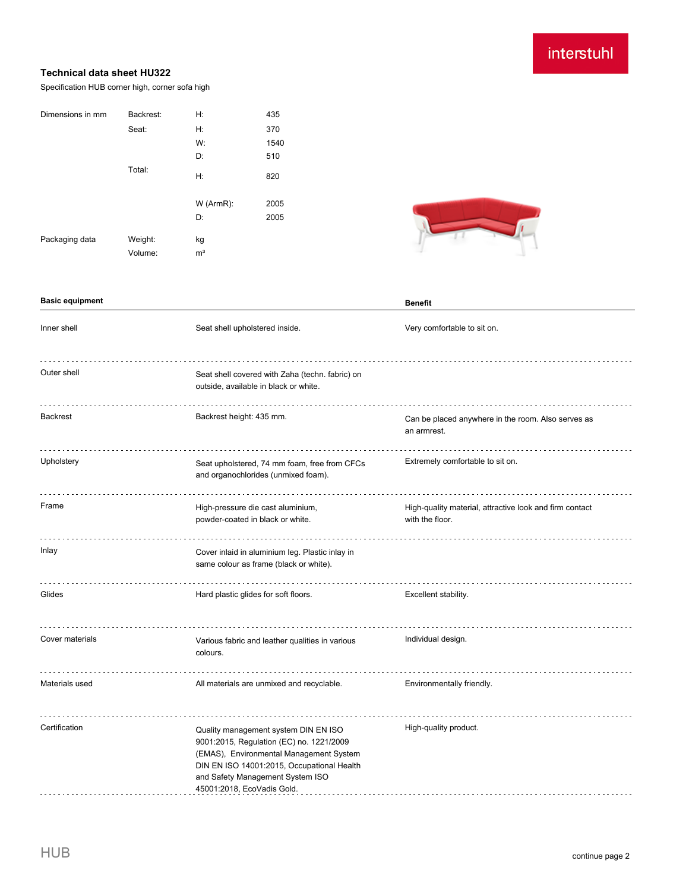interstuhl

# Technical data sheet HU322

Specification HUB corner high, corner sofa high

| | | | |
|---|---|---|---|
| Dimensions in mm | Backrest: | H: | 435 |
| | Seat: | H: | 370 |
| | | W: | 1540 |
| | | D: | 510 |
| | Total: | H: | 820 |
| | | W (ArmR): | 2005 |
| | | D: | 2005 |
| Packaging data | Weight: | kg | |
| | Volume: | m³ | |

| Basic equipment | | Benefit |
|---|---|---|
| Inner shell | Seat shell upholstered inside. | Very comfortable to sit on. |
| Outer shell | Seat shell covered with Zaha (techn. fabric) on outside, available in black or white. | |
| Backrest | Backrest height: 435 mm. | Can be placed anywhere in the room. Also serves as an armrest. |
| Upholstery | Seat upholstered, 74 mm foam, free from CFCs and organochlorides (unmixed foam). | Extremely comfortable to sit on. |
| Frame | High-pressure die cast aluminium, powder-coated in black or white. | High-quality material, attractive look and firm contact with the floor. |
| Inlay | Cover inlaid in aluminium leg. Plastic inlay in same colour as frame (black or white). | |
| Glides | Hard plastic glides for soft floors. | Excellent stability. |
| Cover materials | Various fabric and leather qualities in various colours. | Individual design. |
| Materials used | All materials are unmixed and recyclable. | Environmentally friendly. |
| Certification | Quality management system DIN EN ISO 9001:2015, Regulation (EC) no. 1221/2009 (EMAS), Environmental Management System DIN EN ISO 14001:2015, Occupational Health and Safety Management System ISO 45001:2018, EcoVadis Gold. | High-quality product. |

HUB

continue page 2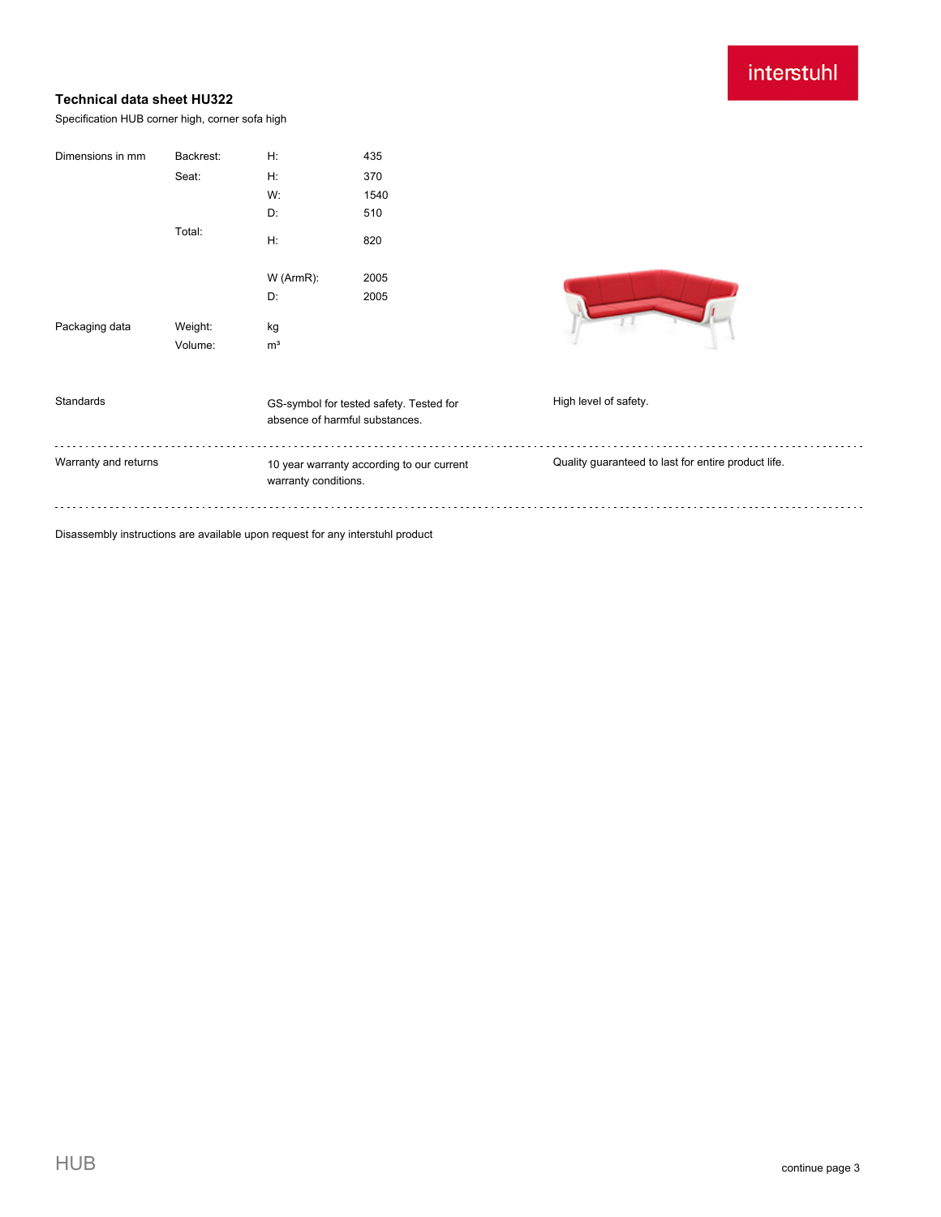## Technical data sheet HU322

Specification HUB corner high, corner sofa high

| Dimensions in mm | Backrest: | H: | 435 |
|---|---|---|---|
| | Seat: | H: | 370 |
| | | W: | 1540 |
| | | D: | 510 |
| | Total: | H: | 820 |
| | | W (ArmR): | 2005 |
| | | D: | 2005 |
| Packaging data | Weight: | kg | |
| | Volume: | m³ | |

| | | |
|---|---|---|
| Standards | GS-symbol for tested safety. Tested for absence of harmful substances. | High level of safety. |
| Warranty and returns | 10 year warranty according to our current warranty conditions. | Quality guaranteed to last for entire product life. |

Disassembly instructions are available upon request for any interstuhl product

continue page 3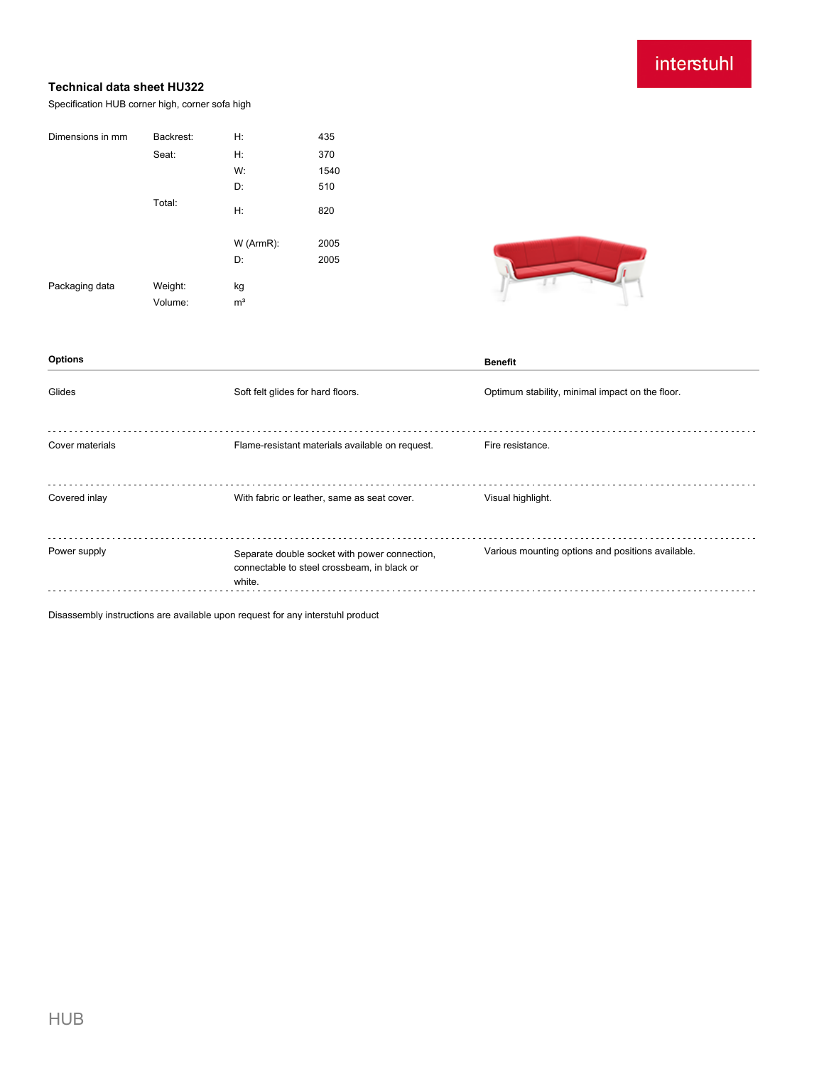**interstuhl**

**Technical data sheet HU322**

Specification HUB corner high, corner sofa high

| | | | |
|---|---|---|---|
| Dimensions in mm | Backrest: | H: | 435 |
| | Seat: | H: | 370 |
| | | W: | 1540 |
| | | D: | 510 |
| | Total: | H: | 820 |
| | | W (ArmR): | 2005 |
| | | D: | 2005 |
| Packaging data | Weight: | kg | |
| | Volume: | m³ | |

| Options | | Benefit |
|---|---|---|
| Glides | Soft felt glides for hard floors. | Optimum stability, minimal impact on the floor. |
| Cover materials | Flame-resistant materials available on request. | Fire resistance. |
| Covered inlay | With fabric or leather, same as seat cover. | Visual highlight. |
| Power supply | Separate double socket with power connection, connectable to steel crossbeam, in black or white. | Various mounting options and positions available. |

Disassembly instructions are available upon request for any interstuhl product

HUB